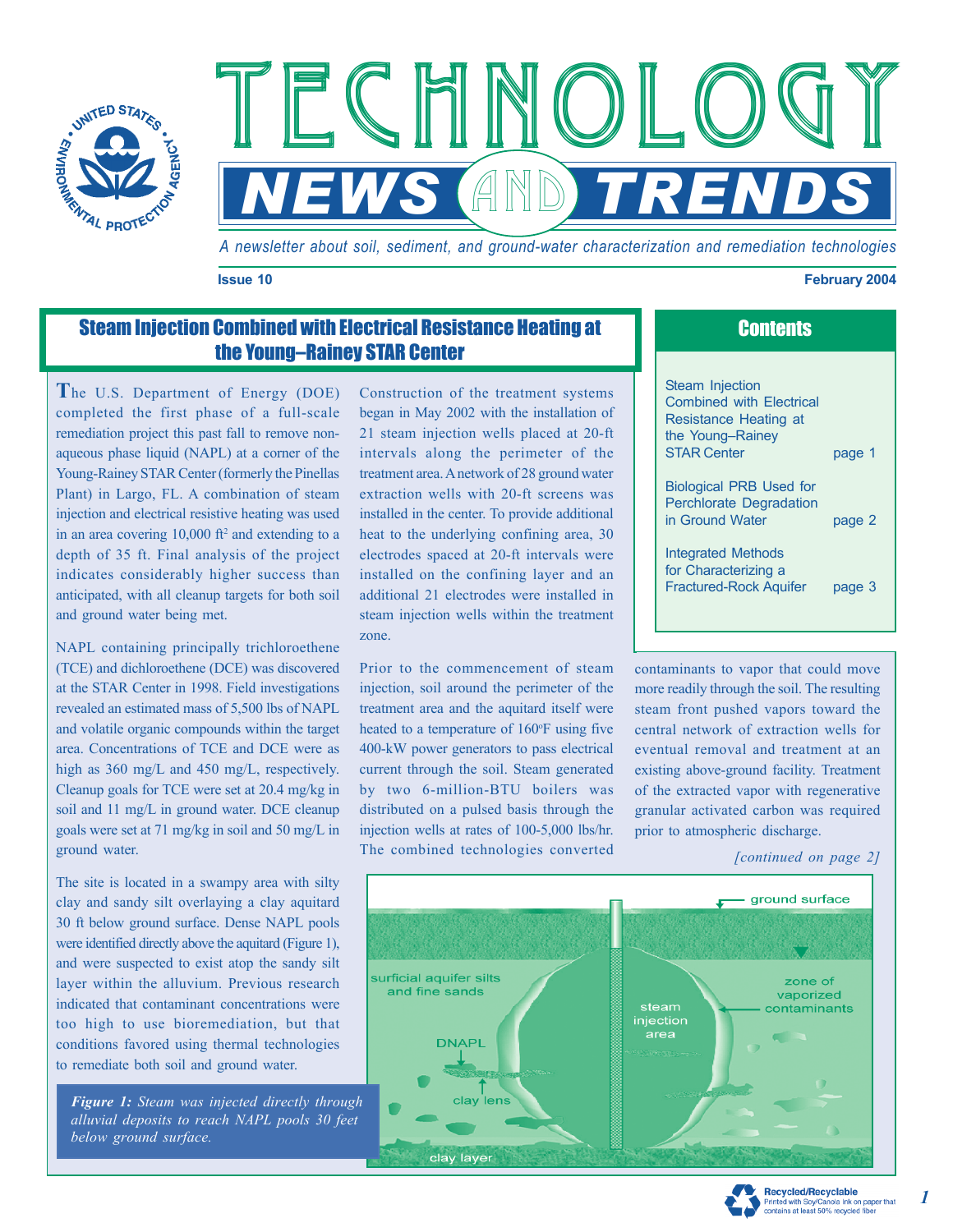# TECHNOLOGY NEWS AND TRENDS

*A newsletter about soil, sediment, and ground-water characterization and remediation technologies*

**Issue 10** **February 2004**

## Contents

| | |
|---|---|
| Steam Injection Combined with Electrical Resistance Heating at the Young–Rainey STAR Center | page 1 |
| Biological PRB Used for Perchlorate Degradation in Ground Water | page 2 |
| Integrated Methods for Characterizing a Fractured-Rock Aquifer | page 3 |

## Steam Injection Combined with Electrical Resistance Heating at the Young–Rainey STAR Center

The U.S. Department of Energy (DOE) completed the first phase of a full-scale remediation project this past fall to remove non-aqueous phase liquid (NAPL) at a corner of the Young-Rainey STAR Center (formerly the Pinellas Plant) in Largo, FL. A combination of steam injection and electrical resistive heating was used in an area covering 10,000 $ft^2$ and extending to a depth of 35 ft. Final analysis of the project indicates considerably higher success than anticipated, with all cleanup targets for both soil and ground water being met.

NAPL containing principally trichloroethene (TCE) and dichloroethene (DCE) was discovered at the STAR Center in 1998. Field investigations revealed an estimated mass of 5,500 lbs of NAPL and volatile organic compounds within the target area. Concentrations of TCE and DCE were as high as 360 mg/L and 450 mg/L, respectively. Cleanup goals for TCE were set at 20.4 mg/kg in soil and 11 mg/L in ground water. DCE cleanup goals were set at 71 mg/kg in soil and 50 mg/L in ground water.

The site is located in a swampy area with silty clay and sandy silt overlaying a clay aquitard 30 ft below ground surface. Dense NAPL pools were identified directly above the aquitard (Figure 1), and were suspected to exist atop the sandy silt layer within the alluvium. Previous research indicated that contaminant concentrations were too high to use bioremediation, but that conditions favored using thermal technologies to remediate both soil and ground water.

Construction of the treatment systems began in May 2002 with the installation of 21 steam injection wells placed at 20-ft intervals along the perimeter of the treatment area. A network of 28 ground water extraction wells with 20-ft screens was installed in the center. To provide additional heat to the underlying confining area, 30 electrodes spaced at 20-ft intervals were installed on the confining layer and an additional 21 electrodes were installed in steam injection wells within the treatment zone.

Prior to the commencement of steam injection, soil around the perimeter of the treatment area and the aquitard itself were heated to a temperature of 160°F using five 400-kW power generators to pass electrical current through the soil. Steam generated by two 6-million-BTU boilers was distributed on a pulsed basis through the injection wells at rates of 100-5,000 lbs/hr. The combined technologies converted contaminants to vapor that could move more readily through the soil. The resulting steam front pushed vapors toward the central network of extraction wells for eventual removal and treatment at an existing above-ground facility. Treatment of the extracted vapor with regenerative granular activated carbon was required prior to atmospheric discharge.

*[continued on page 2]*

*Figure 1: Steam was injected directly through alluvial deposits to reach NAPL pools 30 feet below ground surface.*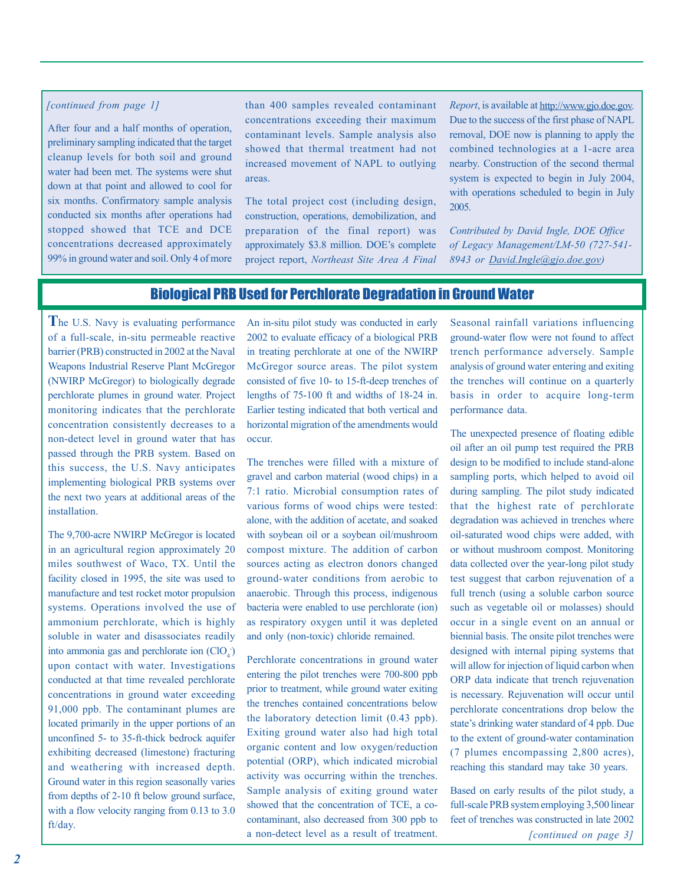*[continued from page 1]*

After four and a half months of operation, preliminary sampling indicated that the target cleanup levels for both soil and ground water had been met. The systems were shut down at that point and allowed to cool for six months. Confirmatory sample analysis conducted six months after operations had stopped showed that TCE and DCE concentrations decreased approximately 99% in ground water and soil. Only 4 of more than 400 samples revealed contaminant concentrations exceeding their maximum contaminant levels. Sample analysis also showed that thermal treatment had not increased movement of NAPL to outlying areas.

The total project cost (including design, construction, operations, demobilization, and preparation of the final report) was approximately $3.8 million. DOE's complete project report, *Northeast Site Area A Final Report*, is available at http://www.gjo.doe.gov. Due to the success of the first phase of NAPL removal, DOE now is planning to apply the combined technologies at a 1-acre area nearby. Construction of the second thermal system is expected to begin in July 2004, with operations scheduled to begin in July 2005.

*Contributed by David Ingle, DOE Office of Legacy Management/LM-50 (727-541-8943 or David.Ingle@gjo.doe.gov)*

## Biological PRB Used for Perchlorate Degradation in Ground Water

The U.S. Navy is evaluating performance of a full-scale, in-situ permeable reactive barrier (PRB) constructed in 2002 at the Naval Weapons Industrial Reserve Plant McGregor (NWIRP McGregor) to biologically degrade perchlorate plumes in ground water. Project monitoring indicates that the perchlorate concentration consistently decreases to a non-detect level in ground water that has passed through the PRB system. Based on this success, the U.S. Navy anticipates implementing biological PRB systems over the next two years at additional areas of the installation.

The 9,700-acre NWIRP McGregor is located in an agricultural region approximately 20 miles southwest of Waco, TX. Until the facility closed in 1995, the site was used to manufacture and test rocket motor propulsion systems. Operations involved the use of ammonium perchlorate, which is highly soluble in water and disassociates readily into ammonia gas and perchlorate ion ($ClO_4^-$) upon contact with water. Investigations conducted at that time revealed perchlorate concentrations in ground water exceeding 91,000 ppb. The contaminant plumes are located primarily in the upper portions of an unconfined 5- to 35-ft-thick bedrock aquifer exhibiting decreased (limestone) fracturing and weathering with increased depth. Ground water in this region seasonally varies from depths of 2-10 ft below ground surface, with a flow velocity ranging from 0.13 to 3.0 ft/day.

An in-situ pilot study was conducted in early 2002 to evaluate efficacy of a biological PRB in treating perchlorate at one of the NWIRP McGregor source areas. The pilot system consisted of five 10- to 15-ft-deep trenches of lengths of 75-100 ft and widths of 18-24 in. Earlier testing indicated that both vertical and horizontal migration of the amendments would occur.

The trenches were filled with a mixture of gravel and carbon material (wood chips) in a 7:1 ratio. Microbial consumption rates of various forms of wood chips were tested: alone, with the addition of acetate, and soaked with soybean oil or a soybean oil/mushroom compost mixture. The addition of carbon sources acting as electron donors changed ground-water conditions from aerobic to anaerobic. Through this process, indigenous bacteria were enabled to use perchlorate (ion) as respiratory oxygen until it was depleted and only (non-toxic) chloride remained.

Perchlorate concentrations in ground water entering the pilot trenches were 700-800 ppb prior to treatment, while ground water exiting the trenches contained concentrations below the laboratory detection limit (0.43 ppb). Exiting ground water also had high total organic content and low oxygen/reduction potential (ORP), which indicated microbial activity was occurring within the trenches. Sample analysis of exiting ground water showed that the concentration of TCE, a co-contaminant, also decreased from 300 ppb to a non-detect level as a result of treatment. Seasonal rainfall variations influencing ground-water flow were not found to affect trench performance adversely. Sample analysis of ground water entering and exiting the trenches will continue on a quarterly basis in order to acquire long-term performance data.

The unexpected presence of floating edible oil after an oil pump test required the PRB design to be modified to include stand-alone sampling ports, which helped to avoid oil during sampling. The pilot study indicated that the highest rate of perchlorate degradation was achieved in trenches where oil-saturated wood chips were added, with or without mushroom compost. Monitoring data collected over the year-long pilot study test suggest that carbon rejuvenation of a full trench (using a soluble carbon source such as vegetable oil or molasses) should occur in a single event on an annual or biennial basis. The onsite pilot trenches were designed with internal piping systems that will allow for injection of liquid carbon when ORP data indicate that trench rejuvenation is necessary. Rejuvenation will occur until perchlorate concentrations drop below the state's drinking water standard of 4 ppb. Due to the extent of ground-water contamination (7 plumes encompassing 2,800 acres), reaching this standard may take 30 years.

Based on early results of the pilot study, a full-scale PRB system employing 3,500 linear feet of trenches was constructed in late 2002

*[continued on page 3]*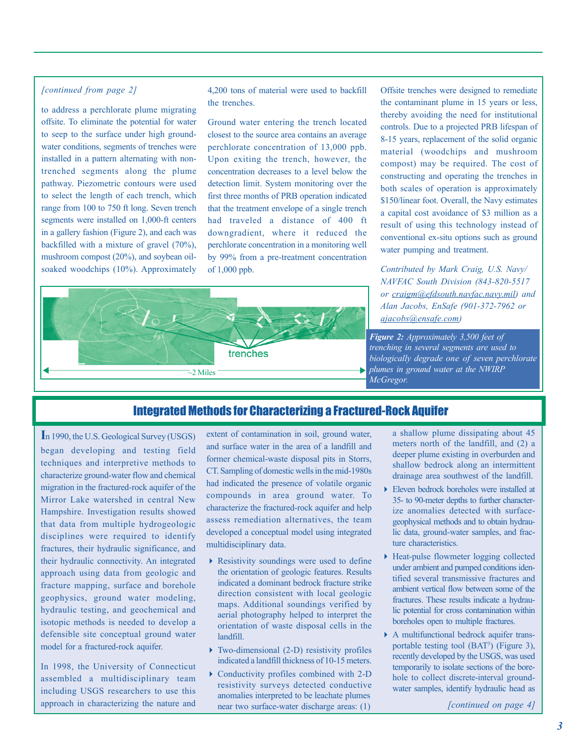*[continued from page 2]*

to address a perchlorate plume migrating offsite. To eliminate the potential for water to seep to the surface under high ground-water conditions, segments of trenches were installed in a pattern alternating with non-trenched segments along the plume pathway. Piezometric contours were used to select the length of each trench, which range from 100 to 750 ft long. Seven trench segments were installed on 1,000-ft centers in a gallery fashion (Figure 2), and each was backfilled with a mixture of gravel (70%), mushroom compost (20%), and soybean oil-soaked woodchips (10%). Approximately 4,200 tons of material were used to backfill the trenches.

Ground water entering the trench located closest to the source area contains an average perchlorate concentration of 13,000 ppb. Upon exiting the trench, however, the concentration decreases to a level below the detection limit. System monitoring over the first three months of PRB operation indicated that the treatment envelope of a single trench had traveled a distance of 400 ft downgradient, where it reduced the perchlorate concentration in a monitoring well by 99% from a pre-treatment concentration of 1,000 ppb.

Offsite trenches were designed to remediate the contaminant plume in 15 years or less, thereby avoiding the need for institutional controls. Due to a projected PRB lifespan of 8-15 years, replacement of the solid organic material (woodchips and mushroom compost) may be required. The cost of constructing and operating the trenches in both scales of operation is approximately $150/linear foot. Overall, the Navy estimates a capital cost avoidance of $3 million as a result of using this technology instead of conventional ex-situ options such as ground water pumping and treatment.

*Contributed by Mark Craig, U.S. Navy/ NAVFAC South Division (843-820-5517 or craigm@efdsouth.navfac.navy.mil) and Alan Jacobs, EnSafe (901-372-7962 or ajacobs@ensafe.com)*

trenches

~2 Miles

***Figure 2:*** *Approximately 3,500 feet of trenching in several segments are used to biologically degrade one of seven perchlorate plumes in ground water at the NWIRP McGregor.*

## Integrated Methods for Characterizing a Fractured-Rock Aquifer

In 1990, the U.S. Geological Survey (USGS) began developing and testing field techniques and interpretive methods to characterize ground-water flow and chemical migration in the fractured-rock aquifer of the Mirror Lake watershed in central New Hampshire. Investigation results showed that data from multiple hydrogeologic disciplines were required to identify fractures, their hydraulic significance, and their hydraulic connectivity. An integrated approach using data from geologic and fracture mapping, surface and borehole geophysics, ground water modeling, hydraulic testing, and geochemical and isotopic methods is needed to develop a defensible site conceptual ground water model for a fractured-rock aquifer.

In 1998, the University of Connecticut assembled a multidisciplinary team including USGS researchers to use this approach in characterizing the nature and extent of contamination in soil, ground water, and surface water in the area of a landfill and former chemical-waste disposal pits in Storrs, CT. Sampling of domestic wells in the mid-1980s had indicated the presence of volatile organic compounds in area ground water. To characterize the fractured-rock aquifer and help assess remediation alternatives, the team developed a conceptual model using integrated multidisciplinary data.

- Resistivity soundings were used to define the orientation of geologic features. Results indicated a dominant bedrock fracture strike direction consistent with local geologic maps. Additional soundings verified by aerial photography helped to interpret the orientation of waste disposal cells in the landfill.
- Two-dimensional (2-D) resistivity profiles indicated a landfill thickness of 10-15 meters.
- Conductivity profiles combined with 2-D resistivity surveys detected conductive anomalies interpreted to be leachate plumes near two surface-water discharge areas: (1) a shallow plume dissipating about 45 meters north of the landfill, and (2) a deeper plume existing in overburden and shallow bedrock along an intermittent drainage area southwest of the landfill.
- Eleven bedrock boreholes were installed at 35- to 90-meter depths to further characterize anomalies detected with surface-geophysical methods and to obtain hydraulic data, ground-water samples, and fracture characteristics.
- Heat-pulse flowmeter logging collected under ambient and pumped conditions identified several transmissive fractures and ambient vertical flow between some of the fractures. These results indicate a hydraulic potential for cross contamination within boreholes open to multiple fractures.
- A multifunctional bedrock aquifer transportable testing tool ($BAT^3$) (Figure 3), recently developed by the USGS, was used temporarily to isolate sections of the borehole to collect discrete-interval ground-water samples, identify hydraulic head as

*[continued on page 4]*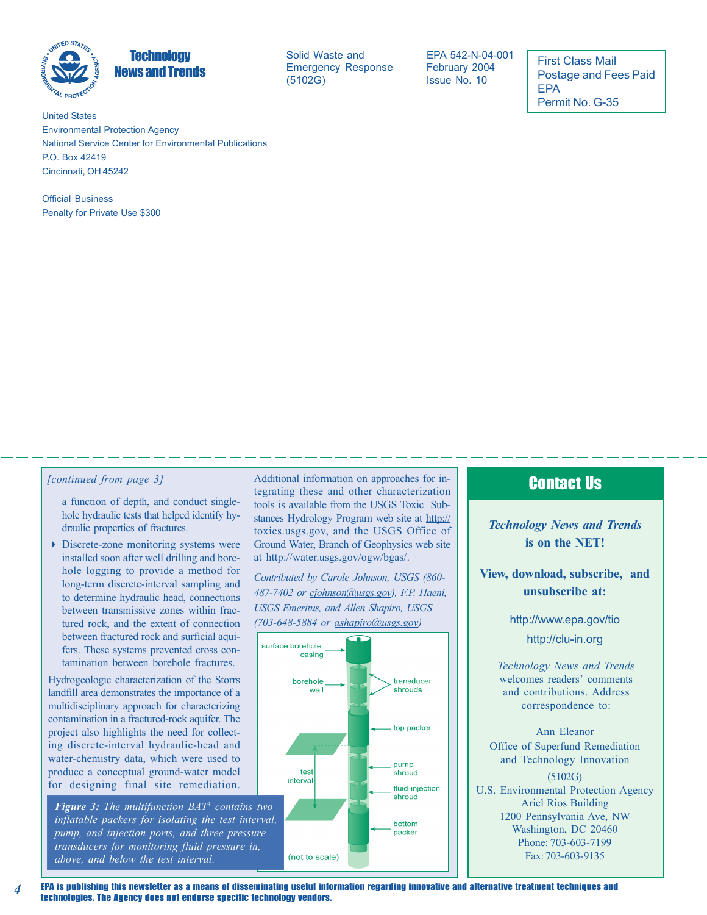Technology News and Trends

Solid Waste and Emergency Response (5102G)

EPA 542-N-04-001
February 2004
Issue No. 10

First Class Mail
Postage and Fees Paid
EPA
Permit No. G-35

United States
Environmental Protection Agency
National Service Center for Environmental Publications
P.O. Box 42419
Cincinnati, OH 45242

Official Business
Penalty for Private Use $300

*[continued from page 3]*

a function of depth, and conduct single-hole hydraulic tests that helped identify hydraulic properties of fractures.

- Discrete-zone monitoring systems were installed soon after well drilling and borehole logging to provide a method for long-term discrete-interval sampling and to determine hydraulic head, connections between transmissive zones within fractured rock, and the extent of connection between fractured rock and surficial aquifers. These systems prevented cross contamination between borehole fractures.

Hydrogeologic characterization of the Storrs landfill area demonstrates the importance of a multidisciplinary approach for characterizing contamination in a fractured-rock aquifer. The project also highlights the need for collecting discrete-interval hydraulic-head and water-chemistry data, which were used to produce a conceptual ground-water model for designing final site remediation.

Additional information on approaches for integrating these and other characterization tools is available from the USGS Toxic Substances Hydrology Program web site at http://toxics.usgs.gov, and the USGS Office of Ground Water, Branch of Geophysics web site at http://water.usgs.gov/ogw/bgas/.

*Contributed by Carole Johnson, USGS (860-487-7402 or cjohnson@usgs.gov), F.P. Haeni, USGS Emeritus, and Allen Shapiro, USGS (703-648-5884 or ashapiro@usgs.gov)*

surface borehole casing
borehole wall
transducer shrouds
top packer
test interval
pump shroud
fluid-injection shroud
bottom packer
(not to scale)

***Figure 3:*** *The multifunction BAT[3] contains two inflatable packers for isolating the test interval, pump, and injection ports, and three pressure transducers for monitoring fluid pressure in, above, and below the test interval.*

## Contact Us

**Technology News and Trends is on the NET!**

**View, download, subscribe, and unsubscribe at:**

http://www.epa.gov/tio

http://clu-in.org

*Technology News and Trends* welcomes readers' comments and contributions. Address correspondence to:

Ann Eleanor
Office of Superfund Remediation and Technology Innovation
(5102G)
U.S. Environmental Protection Agency
Ariel Rios Building
1200 Pennsylvania Ave, NW
Washington, DC 20460
Phone: 703-603-7199
Fax: 703-603-9135

**EPA is publishing this newsletter as a means of disseminating useful information regarding innovative and alternative treatment techniques and technologies. The Agency does not endorse specific technology vendors.**